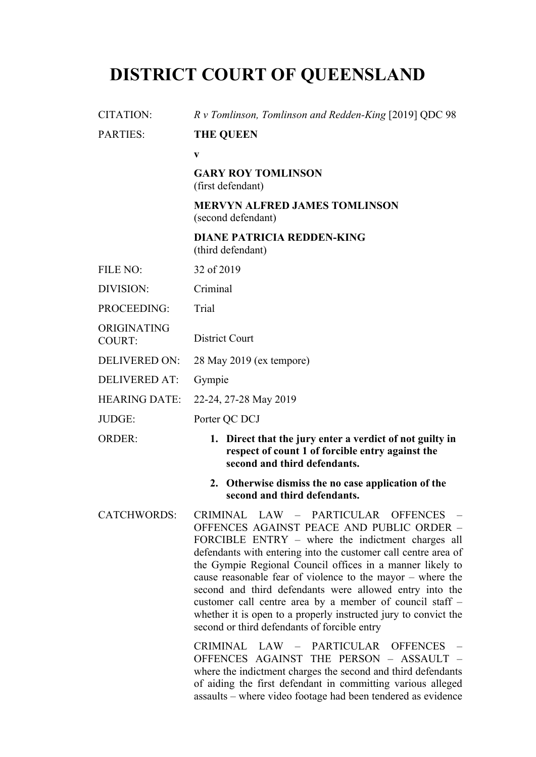# DISTRICT COURT OF QUEENSLAND

| | |
|---|---|
| CITATION: | *R v Tomlinson, Tomlinson and Redden-King* [2019] QDC 98 |
| PARTIES: | **THE QUEEN**<br>**v**<br>**GARY ROY TOMLINSON**<br>(first defendant)<br>**MERVYN ALFRED JAMES TOMLINSON**<br>(second defendant)<br>**DIANE PATRICIA REDDEN-KING**<br>(third defendant) |
| FILE NO: | 32 of 2019 |
| DIVISION: | Criminal |
| PROCEEDING: | Trial |
| ORIGINATING COURT: | District Court |
| DELIVERED ON: | 28 May 2019 (ex tempore) |
| DELIVERED AT: | Gympie |
| HEARING DATE: | 22-24, 27-28 May 2019 |
| JUDGE: | Porter QC DCJ |
| ORDER: | **1. Direct that the jury enter a verdict of not guilty in respect of count 1 of forcible entry against the second and third defendants.**<br>**2. Otherwise dismiss the no case application of the second and third defendants.** |
| CATCHWORDS: | CRIMINAL LAW – PARTICULAR OFFENCES – OFFENCES AGAINST PEACE AND PUBLIC ORDER – FORCIBLE ENTRY – where the indictment charges all defendants with entering into the customer call centre area of the Gympie Regional Council offices in a manner likely to cause reasonable fear of violence to the mayor – where the second and third defendants were allowed entry into the customer call centre area by a member of council staff – whether it is open to a properly instructed jury to convict the second or third defendants of forcible entry<br><br>CRIMINAL LAW – PARTICULAR OFFENCES – OFFENCES AGAINST THE PERSON – ASSAULT – where the indictment charges the second and third defendants of aiding the first defendant in committing various alleged assaults – where video footage had been tendered as evidence |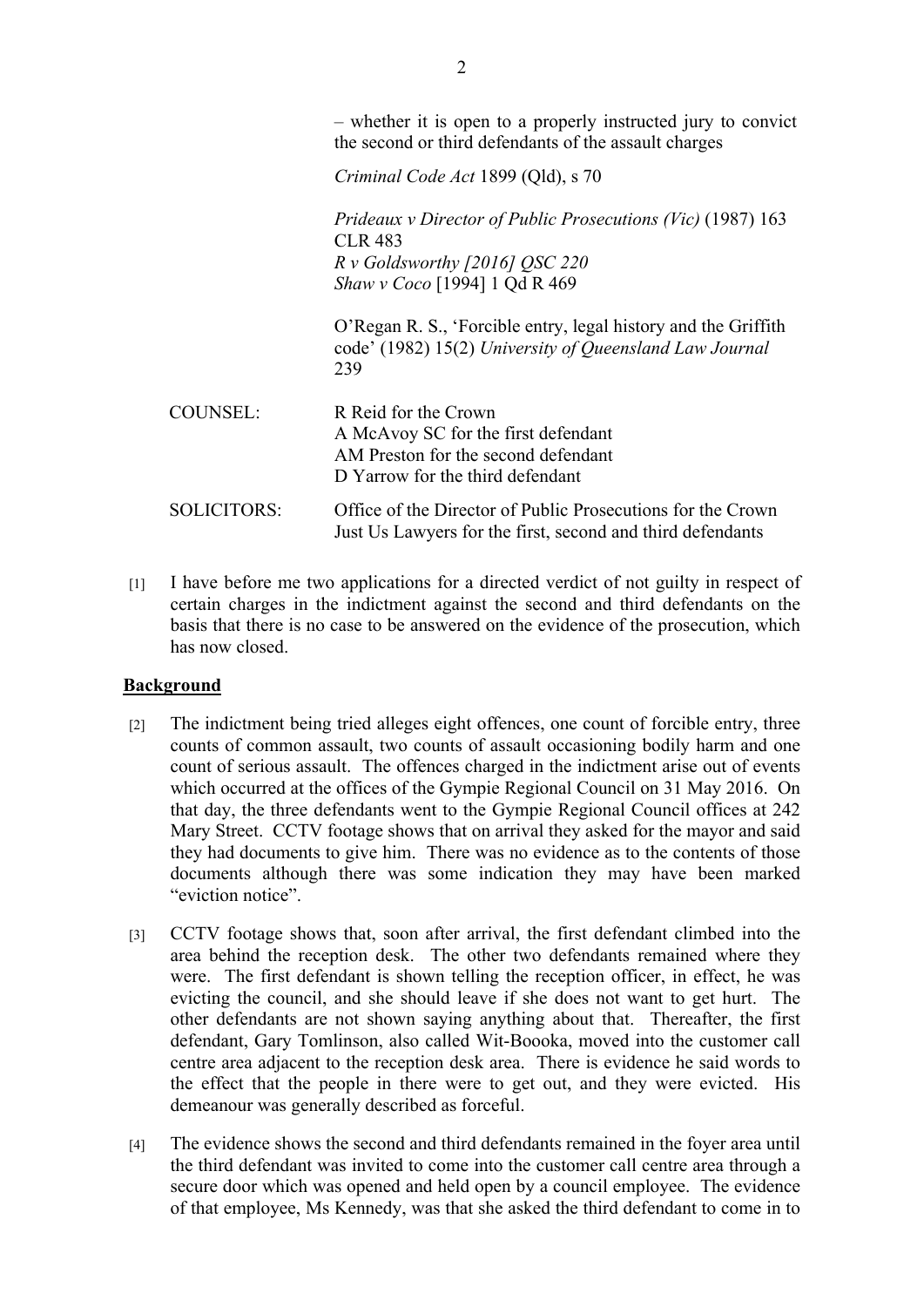– whether it is open to a properly instructed jury to convict the second or third defendants of the assault charges

*Criminal Code Act* 1899 (Qld), s 70

*Prideaux v Director of Public Prosecutions (Vic)* (1987) 163 CLR 483
*R v Goldsworthy [2016] QSC 220*
*Shaw v Coco* [1994] 1 Qd R 469

O'Regan R. S., 'Forcible entry, legal history and the Griffith code' (1982) 15(2) *University of Queensland Law Journal* 239

COUNSEL: R Reid for the Crown
A McAvoy SC for the first defendant
AM Preston for the second defendant
D Yarrow for the third defendant

SOLICITORS: Office of the Director of Public Prosecutions for the Crown
Just Us Lawyers for the first, second and third defendants

[1] I have before me two applications for a directed verdict of not guilty in respect of certain charges in the indictment against the second and third defendants on the basis that there is no case to be answered on the evidence of the prosecution, which has now closed.

## Background

[2] The indictment being tried alleges eight offences, one count of forcible entry, three counts of common assault, two counts of assault occasioning bodily harm and one count of serious assault. The offences charged in the indictment arise out of events which occurred at the offices of the Gympie Regional Council on 31 May 2016. On that day, the three defendants went to the Gympie Regional Council offices at 242 Mary Street. CCTV footage shows that on arrival they asked for the mayor and said they had documents to give him. There was no evidence as to the contents of those documents although there was some indication they may have been marked "eviction notice".

[3] CCTV footage shows that, soon after arrival, the first defendant climbed into the area behind the reception desk. The other two defendants remained where they were. The first defendant is shown telling the reception officer, in effect, he was evicting the council, and she should leave if she does not want to get hurt. The other defendants are not shown saying anything about that. Thereafter, the first defendant, Gary Tomlinson, also called Wit-Boooka, moved into the customer call centre area adjacent to the reception desk area. There is evidence he said words to the effect that the people in there were to get out, and they were evicted. His demeanour was generally described as forceful.

[4] The evidence shows the second and third defendants remained in the foyer area until the third defendant was invited to come into the customer call centre area through a secure door which was opened and held open by a council employee. The evidence of that employee, Ms Kennedy, was that she asked the third defendant to come in to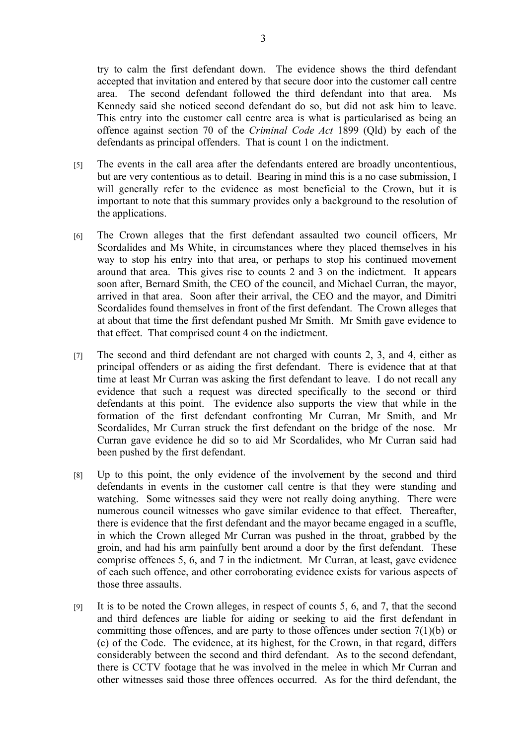try to calm the first defendant down. The evidence shows the third defendant accepted that invitation and entered by that secure door into the customer call centre area. The second defendant followed the third defendant into that area. Ms Kennedy said she noticed second defendant do so, but did not ask him to leave. This entry into the customer call centre area is what is particularised as being an offence against section 70 of the *Criminal Code Act* 1899 (Qld) by each of the defendants as principal offenders. That is count 1 on the indictment.

[5] The events in the call area after the defendants entered are broadly uncontentious, but are very contentious as to detail. Bearing in mind this is a no case submission, I will generally refer to the evidence as most beneficial to the Crown, but it is important to note that this summary provides only a background to the resolution of the applications.

[6] The Crown alleges that the first defendant assaulted two council officers, Mr Scordalides and Ms White, in circumstances where they placed themselves in his way to stop his entry into that area, or perhaps to stop his continued movement around that area. This gives rise to counts 2 and 3 on the indictment. It appears soon after, Bernard Smith, the CEO of the council, and Michael Curran, the mayor, arrived in that area. Soon after their arrival, the CEO and the mayor, and Dimitri Scordalides found themselves in front of the first defendant. The Crown alleges that at about that time the first defendant pushed Mr Smith. Mr Smith gave evidence to that effect. That comprised count 4 on the indictment.

[7] The second and third defendant are not charged with counts 2, 3, and 4, either as principal offenders or as aiding the first defendant. There is evidence that at that time at least Mr Curran was asking the first defendant to leave. I do not recall any evidence that such a request was directed specifically to the second or third defendants at this point. The evidence also supports the view that while in the formation of the first defendant confronting Mr Curran, Mr Smith, and Mr Scordalides, Mr Curran struck the first defendant on the bridge of the nose. Mr Curran gave evidence he did so to aid Mr Scordalides, who Mr Curran said had been pushed by the first defendant.

[8] Up to this point, the only evidence of the involvement by the second and third defendants in events in the customer call centre is that they were standing and watching. Some witnesses said they were not really doing anything. There were numerous council witnesses who gave similar evidence to that effect. Thereafter, there is evidence that the first defendant and the mayor became engaged in a scuffle, in which the Crown alleged Mr Curran was pushed in the throat, grabbed by the groin, and had his arm painfully bent around a door by the first defendant. These comprise offences 5, 6, and 7 in the indictment. Mr Curran, at least, gave evidence of each such offence, and other corroborating evidence exists for various aspects of those three assaults.

[9] It is to be noted the Crown alleges, in respect of counts 5, 6, and 7, that the second and third defences are liable for aiding or seeking to aid the first defendant in committing those offences, and are party to those offences under section 7(1)(b) or (c) of the Code. The evidence, at its highest, for the Crown, in that regard, differs considerably between the second and third defendant. As to the second defendant, there is CCTV footage that he was involved in the melee in which Mr Curran and other witnesses said those three offences occurred. As for the third defendant, the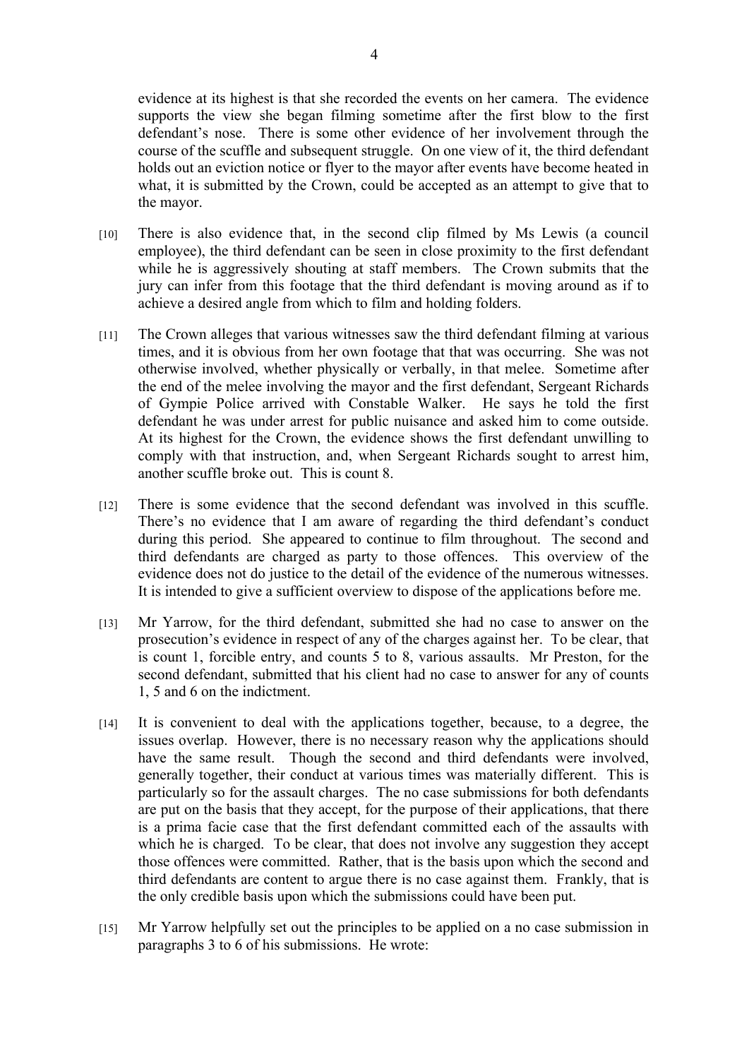evidence at its highest is that she recorded the events on her camera. The evidence supports the view she began filming sometime after the first blow to the first defendant's nose. There is some other evidence of her involvement through the course of the scuffle and subsequent struggle. On one view of it, the third defendant holds out an eviction notice or flyer to the mayor after events have become heated in what, it is submitted by the Crown, could be accepted as an attempt to give that to the mayor.

[10] There is also evidence that, in the second clip filmed by Ms Lewis (a council employee), the third defendant can be seen in close proximity to the first defendant while he is aggressively shouting at staff members. The Crown submits that the jury can infer from this footage that the third defendant is moving around as if to achieve a desired angle from which to film and holding folders.

[11] The Crown alleges that various witnesses saw the third defendant filming at various times, and it is obvious from her own footage that that was occurring. She was not otherwise involved, whether physically or verbally, in that melee. Sometime after the end of the melee involving the mayor and the first defendant, Sergeant Richards of Gympie Police arrived with Constable Walker. He says he told the first defendant he was under arrest for public nuisance and asked him to come outside. At its highest for the Crown, the evidence shows the first defendant unwilling to comply with that instruction, and, when Sergeant Richards sought to arrest him, another scuffle broke out. This is count 8.

[12] There is some evidence that the second defendant was involved in this scuffle. There's no evidence that I am aware of regarding the third defendant's conduct during this period. She appeared to continue to film throughout. The second and third defendants are charged as party to those offences. This overview of the evidence does not do justice to the detail of the evidence of the numerous witnesses. It is intended to give a sufficient overview to dispose of the applications before me.

[13] Mr Yarrow, for the third defendant, submitted she had no case to answer on the prosecution's evidence in respect of any of the charges against her. To be clear, that is count 1, forcible entry, and counts 5 to 8, various assaults. Mr Preston, for the second defendant, submitted that his client had no case to answer for any of counts 1, 5 and 6 on the indictment.

[14] It is convenient to deal with the applications together, because, to a degree, the issues overlap. However, there is no necessary reason why the applications should have the same result. Though the second and third defendants were involved, generally together, their conduct at various times was materially different. This is particularly so for the assault charges. The no case submissions for both defendants are put on the basis that they accept, for the purpose of their applications, that there is a prima facie case that the first defendant committed each of the assaults with which he is charged. To be clear, that does not involve any suggestion they accept those offences were committed. Rather, that is the basis upon which the second and third defendants are content to argue there is no case against them. Frankly, that is the only credible basis upon which the submissions could have been put.

[15] Mr Yarrow helpfully set out the principles to be applied on a no case submission in paragraphs 3 to 6 of his submissions. He wrote: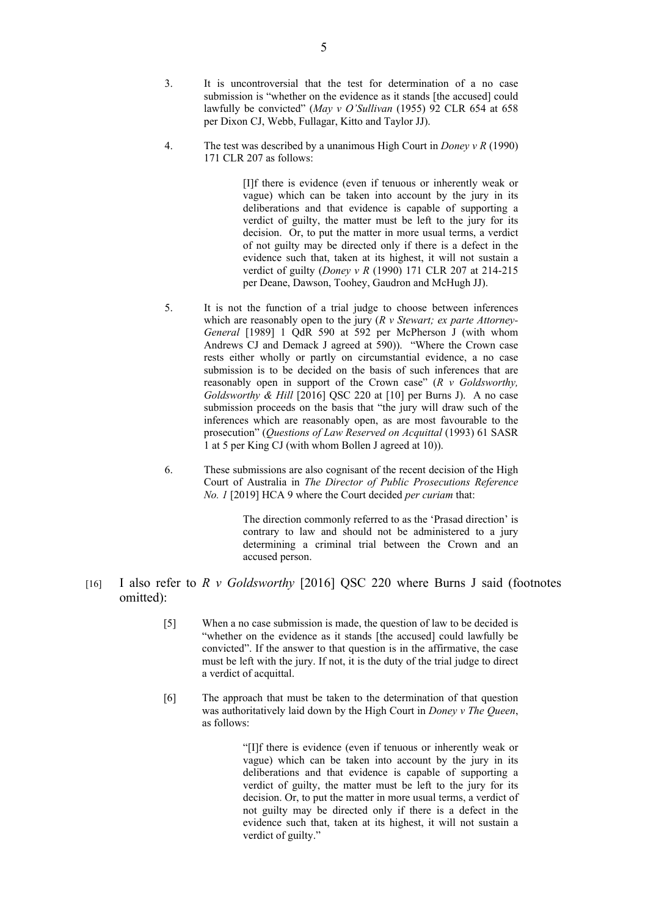3. It is uncontroversial that the test for determination of a no case submission is "whether on the evidence as it stands [the accused] could lawfully be convicted" (*May v O'Sullivan* (1955) 92 CLR 654 at 658 per Dixon CJ, Webb, Fullagar, Kitto and Taylor JJ).

4. The test was described by a unanimous High Court in *Doney v R* (1990) 171 CLR 207 as follows:

> [I]f there is evidence (even if tenuous or inherently weak or vague) which can be taken into account by the jury in its deliberations and that evidence is capable of supporting a verdict of guilty, the matter must be left to the jury for its decision. Or, to put the matter in more usual terms, a verdict of not guilty may be directed only if there is a defect in the evidence such that, taken at its highest, it will not sustain a verdict of guilty (*Doney v R* (1990) 171 CLR 207 at 214-215 per Deane, Dawson, Toohey, Gaudron and McHugh JJ).

5. It is not the function of a trial judge to choose between inferences which are reasonably open to the jury (*R v Stewart; ex parte Attorney-General* [1989] 1 QdR 590 at 592 per McPherson J (with whom Andrews CJ and Demack J agreed at 590)). "Where the Crown case rests either wholly or partly on circumstantial evidence, a no case submission is to be decided on the basis of such inferences that are reasonably open in support of the Crown case" (*R v Goldsworthy, Goldsworthy & Hill* [2016] QSC 220 at [10] per Burns J). A no case submission proceeds on the basis that "the jury will draw such of the inferences which are reasonably open, as are most favourable to the prosecution" (*Questions of Law Reserved on Acquittal* (1993) 61 SASR 1 at 5 per King CJ (with whom Bollen J agreed at 10)).

6. These submissions are also cognisant of the recent decision of the High Court of Australia in *The Director of Public Prosecutions Reference No. 1* [2019] HCA 9 where the Court decided *per curiam* that:

> The direction commonly referred to as the 'Prasad direction' is contrary to law and should not be administered to a jury determining a criminal trial between the Crown and an accused person.

[16] I also refer to *R v Goldsworthy* [2016] QSC 220 where Burns J said (footnotes omitted):

> [5] When a no case submission is made, the question of law to be decided is "whether on the evidence as it stands [the accused] could lawfully be convicted". If the answer to that question is in the affirmative, the case must be left with the jury. If not, it is the duty of the trial judge to direct a verdict of acquittal.
>
> [6] The approach that must be taken to the determination of that question was authoritatively laid down by the High Court in *Doney v The Queen*, as follows:
>
> > "[I]f there is evidence (even if tenuous or inherently weak or vague) which can be taken into account by the jury in its deliberations and that evidence is capable of supporting a verdict of guilty, the matter must be left to the jury for its decision. Or, to put the matter in more usual terms, a verdict of not guilty may be directed only if there is a defect in the evidence such that, taken at its highest, it will not sustain a verdict of guilty."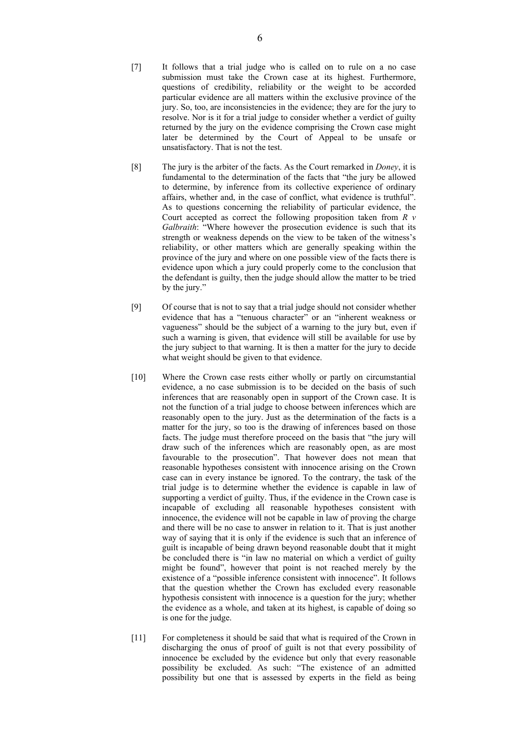[7] It follows that a trial judge who is called on to rule on a no case submission must take the Crown case at its highest. Furthermore, questions of credibility, reliability or the weight to be accorded particular evidence are all matters within the exclusive province of the jury. So, too, are inconsistencies in the evidence; they are for the jury to resolve. Nor is it for a trial judge to consider whether a verdict of guilty returned by the jury on the evidence comprising the Crown case might later be determined by the Court of Appeal to be unsafe or unsatisfactory. That is not the test.

[8] The jury is the arbiter of the facts. As the Court remarked in *Doney*, it is fundamental to the determination of the facts that "the jury be allowed to determine, by inference from its collective experience of ordinary affairs, whether and, in the case of conflict, what evidence is truthful". As to questions concerning the reliability of particular evidence, the Court accepted as correct the following proposition taken from *R v Galbraith*: "Where however the prosecution evidence is such that its strength or weakness depends on the view to be taken of the witness's reliability, or other matters which are generally speaking within the province of the jury and where on one possible view of the facts there is evidence upon which a jury could properly come to the conclusion that the defendant is guilty, then the judge should allow the matter to be tried by the jury."

[9] Of course that is not to say that a trial judge should not consider whether evidence that has a "tenuous character" or an "inherent weakness or vagueness" should be the subject of a warning to the jury but, even if such a warning is given, that evidence will still be available for use by the jury subject to that warning. It is then a matter for the jury to decide what weight should be given to that evidence.

[10] Where the Crown case rests either wholly or partly on circumstantial evidence, a no case submission is to be decided on the basis of such inferences that are reasonably open in support of the Crown case. It is not the function of a trial judge to choose between inferences which are reasonably open to the jury. Just as the determination of the facts is a matter for the jury, so too is the drawing of inferences based on those facts. The judge must therefore proceed on the basis that "the jury will draw such of the inferences which are reasonably open, as are most favourable to the prosecution". That however does not mean that reasonable hypotheses consistent with innocence arising on the Crown case can in every instance be ignored. To the contrary, the task of the trial judge is to determine whether the evidence is capable in law of supporting a verdict of guilty. Thus, if the evidence in the Crown case is incapable of excluding all reasonable hypotheses consistent with innocence, the evidence will not be capable in law of proving the charge and there will be no case to answer in relation to it. That is just another way of saying that it is only if the evidence is such that an inference of guilt is incapable of being drawn beyond reasonable doubt that it might be concluded there is "in law no material on which a verdict of guilty might be found", however that point is not reached merely by the existence of a "possible inference consistent with innocence". It follows that the question whether the Crown has excluded every reasonable hypothesis consistent with innocence is a question for the jury; whether the evidence as a whole, and taken at its highest, is capable of doing so is one for the judge.

[11] For completeness it should be said that what is required of the Crown in discharging the onus of proof of guilt is not that every possibility of innocence be excluded by the evidence but only that every reasonable possibility be excluded. As such: "The existence of an admitted possibility but one that is assessed by experts in the field as being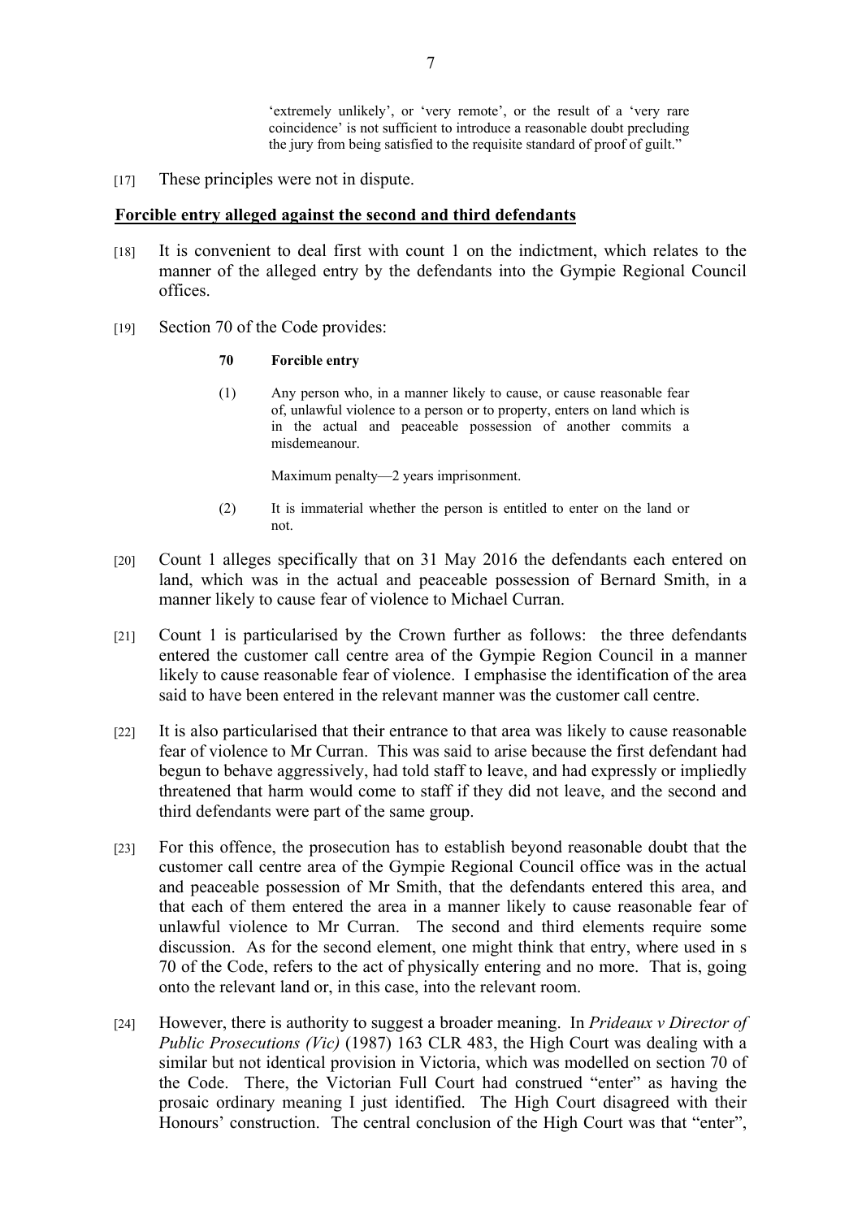> 'extremely unlikely', or 'very remote', or the result of a 'very rare coincidence' is not sufficient to introduce a reasonable doubt precluding the jury from being satisfied to the requisite standard of proof of guilt."

[17] These principles were not in dispute.

## Forcible entry alleged against the second and third defendants

[18] It is convenient to deal first with count 1 on the indictment, which relates to the manner of the alleged entry by the defendants into the Gympie Regional Council offices.

[19] Section 70 of the Code provides:

> **70 Forcible entry**
>
> (1) Any person who, in a manner likely to cause, or cause reasonable fear of, unlawful violence to a person or to property, enters on land which is in the actual and peaceable possession of another commits a misdemeanour.
>
> Maximum penalty—2 years imprisonment.
>
> (2) It is immaterial whether the person is entitled to enter on the land or not.

[20] Count 1 alleges specifically that on 31 May 2016 the defendants each entered on land, which was in the actual and peaceable possession of Bernard Smith, in a manner likely to cause fear of violence to Michael Curran.

[21] Count 1 is particularised by the Crown further as follows: the three defendants entered the customer call centre area of the Gympie Region Council in a manner likely to cause reasonable fear of violence. I emphasise the identification of the area said to have been entered in the relevant manner was the customer call centre.

[22] It is also particularised that their entrance to that area was likely to cause reasonable fear of violence to Mr Curran. This was said to arise because the first defendant had begun to behave aggressively, had told staff to leave, and had expressly or impliedly threatened that harm would come to staff if they did not leave, and the second and third defendants were part of the same group.

[23] For this offence, the prosecution has to establish beyond reasonable doubt that the customer call centre area of the Gympie Regional Council office was in the actual and peaceable possession of Mr Smith, that the defendants entered this area, and that each of them entered the area in a manner likely to cause reasonable fear of unlawful violence to Mr Curran. The second and third elements require some discussion. As for the second element, one might think that entry, where used in s 70 of the Code, refers to the act of physically entering and no more. That is, going onto the relevant land or, in this case, into the relevant room.

[24] However, there is authority to suggest a broader meaning. In *Prideaux v Director of Public Prosecutions (Vic)* (1987) 163 CLR 483, the High Court was dealing with a similar but not identical provision in Victoria, which was modelled on section 70 of the Code. There, the Victorian Full Court had construed "enter" as having the prosaic ordinary meaning I just identified. The High Court disagreed with their Honours' construction. The central conclusion of the High Court was that "enter",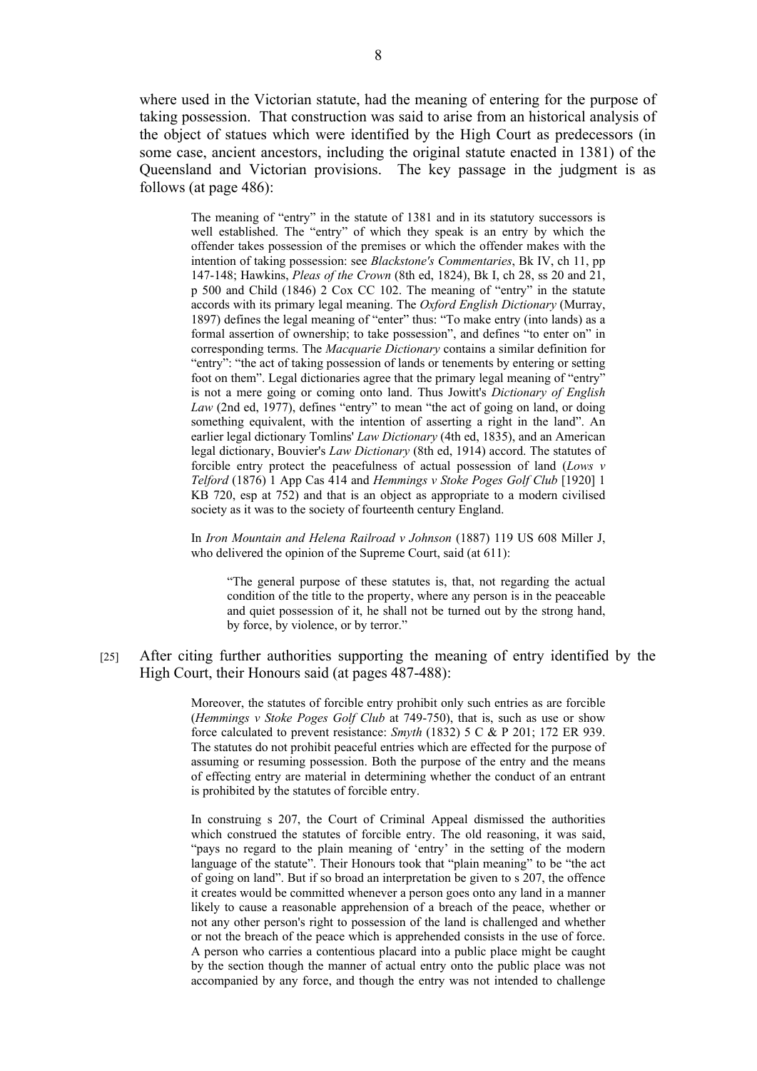where used in the Victorian statute, had the meaning of entering for the purpose of taking possession. That construction was said to arise from an historical analysis of the object of statues which were identified by the High Court as predecessors (in some case, ancient ancestors, including the original statute enacted in 1381) of the Queensland and Victorian provisions. The key passage in the judgment is as follows (at page 486):

> The meaning of "entry" in the statute of 1381 and in its statutory successors is well established. The "entry" of which they speak is an entry by which the offender takes possession of the premises or which the offender makes with the intention of taking possession: see *Blackstone's Commentaries*, Bk IV, ch 11, pp 147-148; Hawkins, *Pleas of the Crown* (8th ed, 1824), Bk I, ch 28, ss 20 and 21, p 500 and Child (1846) 2 Cox CC 102. The meaning of "entry" in the statute accords with its primary legal meaning. The *Oxford English Dictionary* (Murray, 1897) defines the legal meaning of "enter" thus: "To make entry (into lands) as a formal assertion of ownership; to take possession", and defines "to enter on" in corresponding terms. The *Macquarie Dictionary* contains a similar definition for "entry": "the act of taking possession of lands or tenements by entering or setting foot on them". Legal dictionaries agree that the primary legal meaning of "entry" is not a mere going or coming onto land. Thus Jowitt's *Dictionary of English Law* (2nd ed, 1977), defines "entry" to mean "the act of going on land, or doing something equivalent, with the intention of asserting a right in the land". An earlier legal dictionary Tomlins' *Law Dictionary* (4th ed, 1835), and an American legal dictionary, Bouvier's *Law Dictionary* (8th ed, 1914) accord. The statutes of forcible entry protect the peacefulness of actual possession of land (*Lows v Telford* (1876) 1 App Cas 414 and *Hemmings v Stoke Poges Golf Club* [1920] 1 KB 720, esp at 752) and that is an object as appropriate to a modern civilised society as it was to the society of fourteenth century England.
>
> In *Iron Mountain and Helena Railroad v Johnson* (1887) 119 US 608 Miller J, who delivered the opinion of the Supreme Court, said (at 611):
>
> > "The general purpose of these statutes is, that, not regarding the actual condition of the title to the property, where any person is in the peaceable and quiet possession of it, he shall not be turned out by the strong hand, by force, by violence, or by terror."

[25] After citing further authorities supporting the meaning of entry identified by the High Court, their Honours said (at pages 487-488):

> Moreover, the statutes of forcible entry prohibit only such entries as are forcible (*Hemmings v Stoke Poges Golf Club* at 749-750), that is, such as use or show force calculated to prevent resistance: *Smyth* (1832) 5 C & P 201; 172 ER 939. The statutes do not prohibit peaceful entries which are effected for the purpose of assuming or resuming possession. Both the purpose of the entry and the means of effecting entry are material in determining whether the conduct of an entrant is prohibited by the statutes of forcible entry.
>
> In construing s 207, the Court of Criminal Appeal dismissed the authorities which construed the statutes of forcible entry. The old reasoning, it was said, "pays no regard to the plain meaning of 'entry' in the setting of the modern language of the statute". Their Honours took that "plain meaning" to be "the act of going on land". But if so broad an interpretation be given to s 207, the offence it creates would be committed whenever a person goes onto any land in a manner likely to cause a reasonable apprehension of a breach of the peace, whether or not any other person's right to possession of the land is challenged and whether or not the breach of the peace which is apprehended consists in the use of force. A person who carries a contentious placard into a public place might be caught by the section though the manner of actual entry onto the public place was not accompanied by any force, and though the entry was not intended to challenge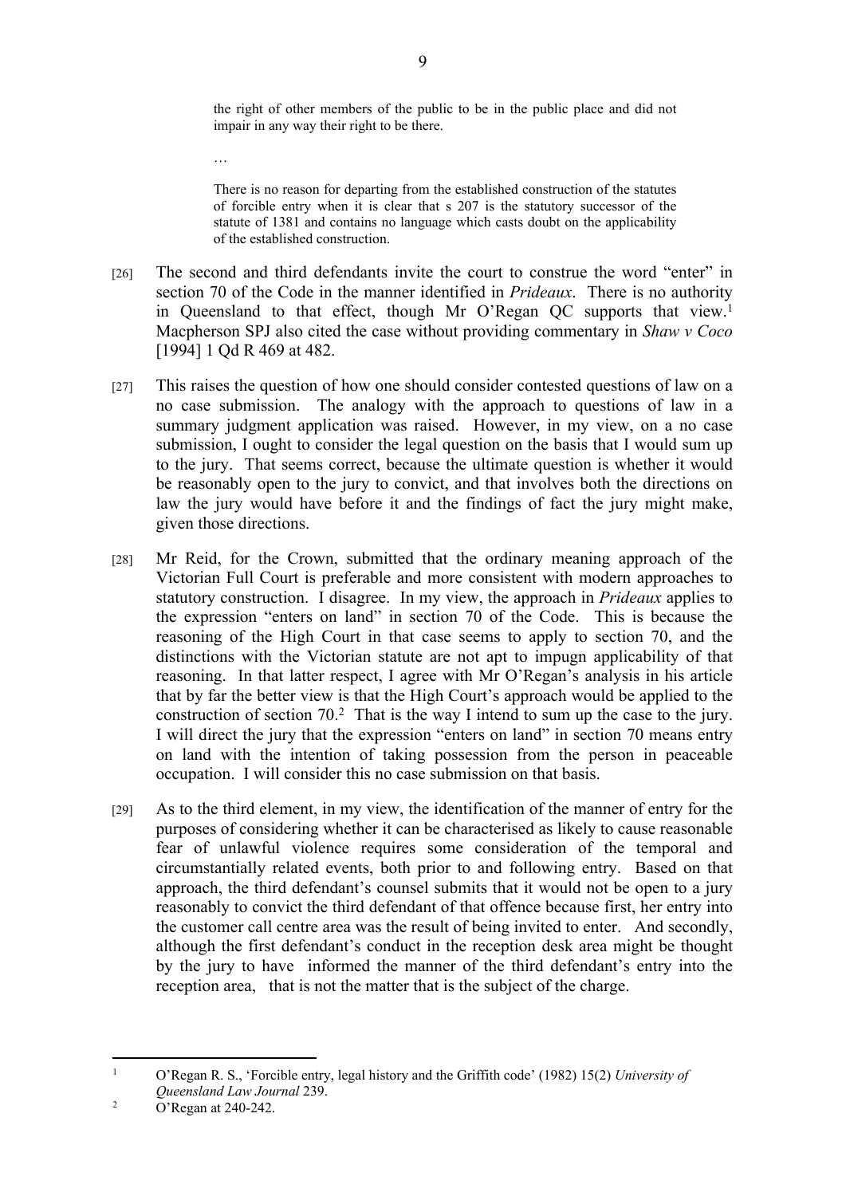> the right of other members of the public to be in the public place and did not impair in any way their right to be there.
>
> …
>
> There is no reason for departing from the established construction of the statutes of forcible entry when it is clear that s 207 is the statutory successor of the statute of 1381 and contains no language which casts doubt on the applicability of the established construction.

[26] The second and third defendants invite the court to construe the word "enter" in section 70 of the Code in the manner identified in *Prideaux*. There is no authority in Queensland to that effect, though Mr O'Regan QC supports that view.[1] Macpherson SPJ also cited the case without providing commentary in *Shaw v Coco* [1994] 1 Qd R 469 at 482.

[27] This raises the question of how one should consider contested questions of law on a no case submission. The analogy with the approach to questions of law in a summary judgment application was raised. However, in my view, on a no case submission, I ought to consider the legal question on the basis that I would sum up to the jury. That seems correct, because the ultimate question is whether it would be reasonably open to the jury to convict, and that involves both the directions on law the jury would have before it and the findings of fact the jury might make, given those directions.

[28] Mr Reid, for the Crown, submitted that the ordinary meaning approach of the Victorian Full Court is preferable and more consistent with modern approaches to statutory construction. I disagree. In my view, the approach in *Prideaux* applies to the expression "enters on land" in section 70 of the Code. This is because the reasoning of the High Court in that case seems to apply to section 70, and the distinctions with the Victorian statute are not apt to impugn applicability of that reasoning. In that latter respect, I agree with Mr O'Regan's analysis in his article that by far the better view is that the High Court's approach would be applied to the construction of section 70.[2] That is the way I intend to sum up the case to the jury. I will direct the jury that the expression "enters on land" in section 70 means entry on land with the intention of taking possession from the person in peaceable occupation. I will consider this no case submission on that basis.

[29] As to the third element, in my view, the identification of the manner of entry for the purposes of considering whether it can be characterised as likely to cause reasonable fear of unlawful violence requires some consideration of the temporal and circumstantially related events, both prior to and following entry. Based on that approach, the third defendant's counsel submits that it would not be open to a jury reasonably to convict the third defendant of that offence because first, her entry into the customer call centre area was the result of being invited to enter. And secondly, although the first defendant's conduct in the reception desk area might be thought by the jury to have informed the manner of the third defendant's entry into the reception area, that is not the matter that is the subject of the charge.

---

[1] O'Regan R. S., 'Forcible entry, legal history and the Griffith code' (1982) 15(2) *University of Queensland Law Journal* 239.

[2] O'Regan at 240-242.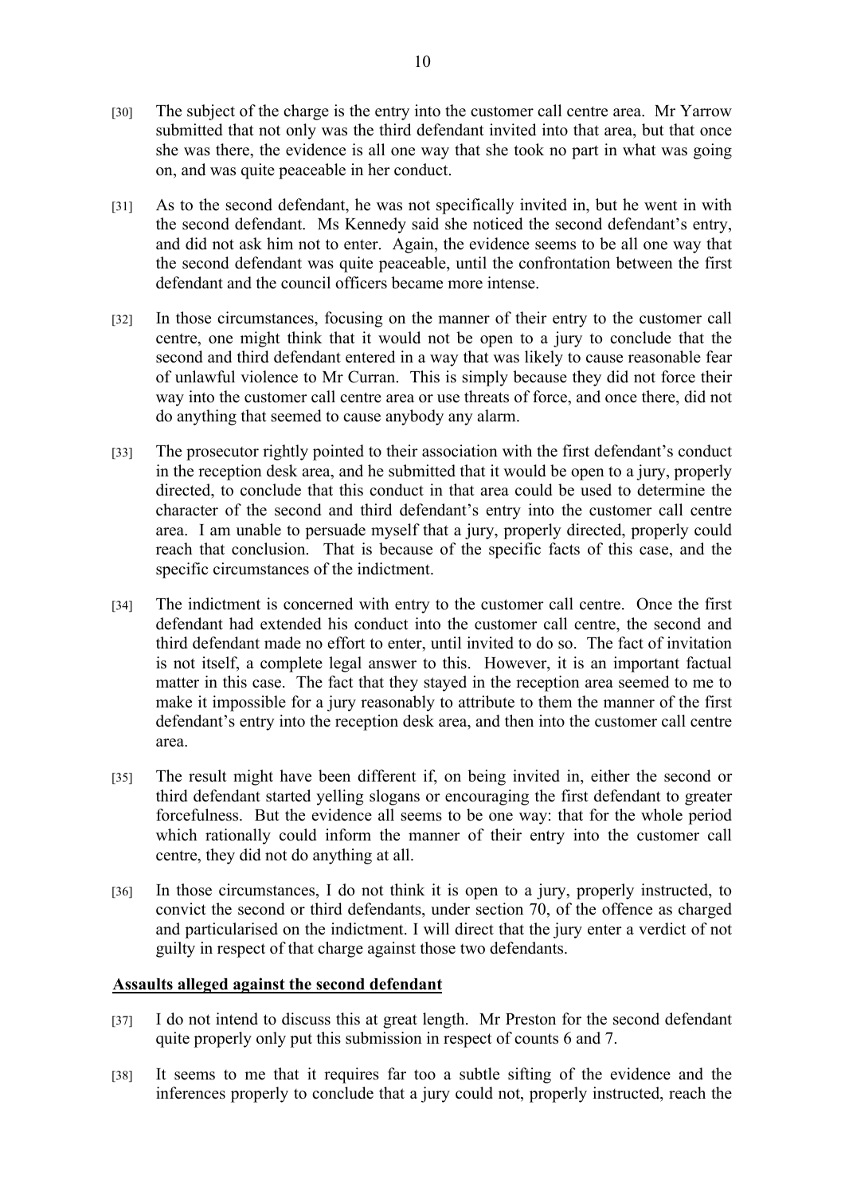[30] The subject of the charge is the entry into the customer call centre area. Mr Yarrow submitted that not only was the third defendant invited into that area, but that once she was there, the evidence is all one way that she took no part in what was going on, and was quite peaceable in her conduct.

[31] As to the second defendant, he was not specifically invited in, but he went in with the second defendant. Ms Kennedy said she noticed the second defendant's entry, and did not ask him not to enter. Again, the evidence seems to be all one way that the second defendant was quite peaceable, until the confrontation between the first defendant and the council officers became more intense.

[32] In those circumstances, focusing on the manner of their entry to the customer call centre, one might think that it would not be open to a jury to conclude that the second and third defendant entered in a way that was likely to cause reasonable fear of unlawful violence to Mr Curran. This is simply because they did not force their way into the customer call centre area or use threats of force, and once there, did not do anything that seemed to cause anybody any alarm.

[33] The prosecutor rightly pointed to their association with the first defendant's conduct in the reception desk area, and he submitted that it would be open to a jury, properly directed, to conclude that this conduct in that area could be used to determine the character of the second and third defendant's entry into the customer call centre area. I am unable to persuade myself that a jury, properly directed, properly could reach that conclusion. That is because of the specific facts of this case, and the specific circumstances of the indictment.

[34] The indictment is concerned with entry to the customer call centre. Once the first defendant had extended his conduct into the customer call centre, the second and third defendant made no effort to enter, until invited to do so. The fact of invitation is not itself, a complete legal answer to this. However, it is an important factual matter in this case. The fact that they stayed in the reception area seemed to me to make it impossible for a jury reasonably to attribute to them the manner of the first defendant's entry into the reception desk area, and then into the customer call centre area.

[35] The result might have been different if, on being invited in, either the second or third defendant started yelling slogans or encouraging the first defendant to greater forcefulness. But the evidence all seems to be one way: that for the whole period which rationally could inform the manner of their entry into the customer call centre, they did not do anything at all.

[36] In those circumstances, I do not think it is open to a jury, properly instructed, to convict the second or third defendants, under section 70, of the offence as charged and particularised on the indictment. I will direct that the jury enter a verdict of not guilty in respect of that charge against those two defendants.

## Assaults alleged against the second defendant

[37] I do not intend to discuss this at great length. Mr Preston for the second defendant quite properly only put this submission in respect of counts 6 and 7.

[38] It seems to me that it requires far too a subtle sifting of the evidence and the inferences properly to conclude that a jury could not, properly instructed, reach the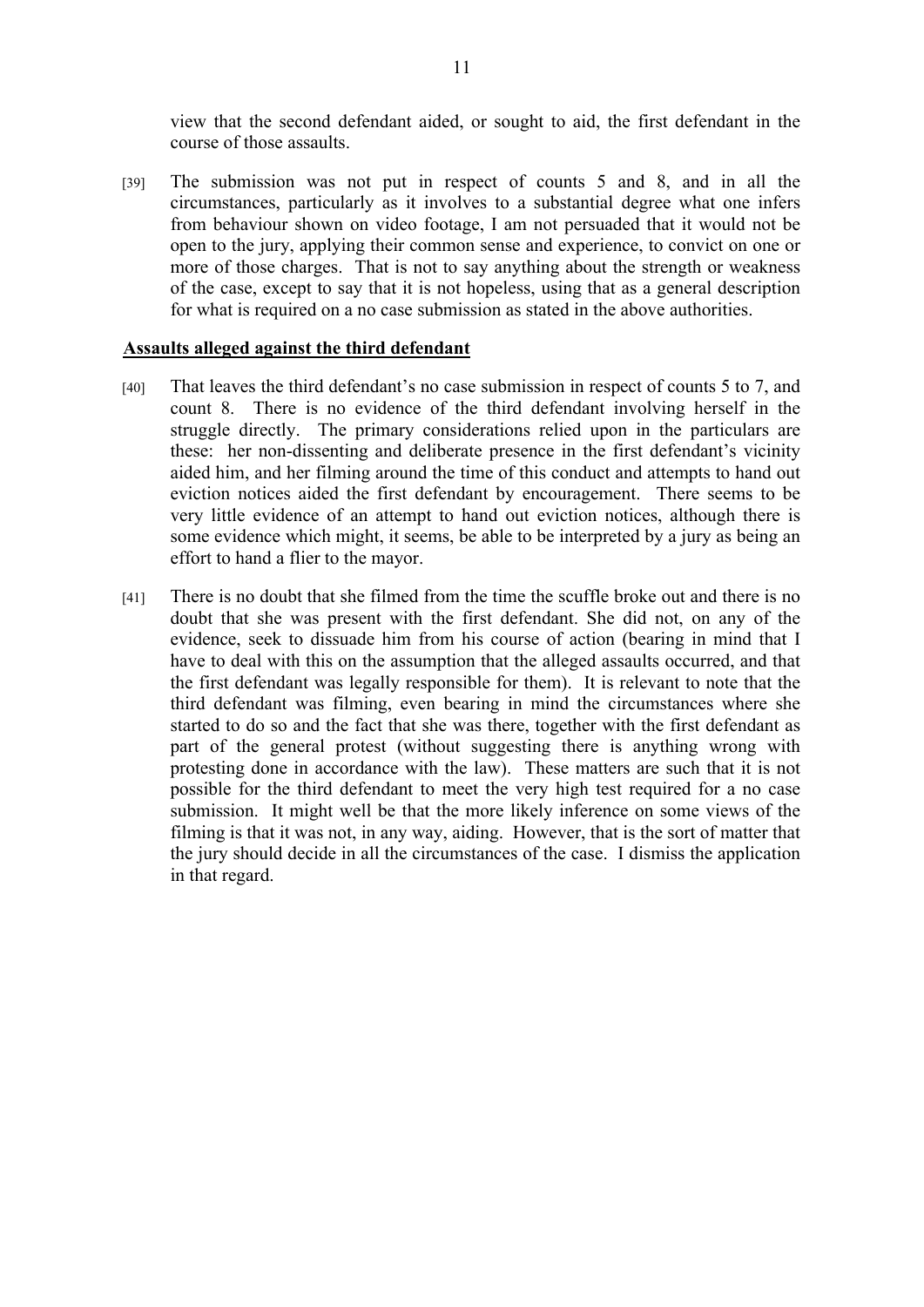view that the second defendant aided, or sought to aid, the first defendant in the course of those assaults.

[39] The submission was not put in respect of counts 5 and 8, and in all the circumstances, particularly as it involves to a substantial degree what one infers from behaviour shown on video footage, I am not persuaded that it would not be open to the jury, applying their common sense and experience, to convict on one or more of those charges. That is not to say anything about the strength or weakness of the case, except to say that it is not hopeless, using that as a general description for what is required on a no case submission as stated in the above authorities.

**Assaults alleged against the third defendant**

[40] That leaves the third defendant's no case submission in respect of counts 5 to 7, and count 8. There is no evidence of the third defendant involving herself in the struggle directly. The primary considerations relied upon in the particulars are these: her non-dissenting and deliberate presence in the first defendant's vicinity aided him, and her filming around the time of this conduct and attempts to hand out eviction notices aided the first defendant by encouragement. There seems to be very little evidence of an attempt to hand out eviction notices, although there is some evidence which might, it seems, be able to be interpreted by a jury as being an effort to hand a flier to the mayor.

[41] There is no doubt that she filmed from the time the scuffle broke out and there is no doubt that she was present with the first defendant. She did not, on any of the evidence, seek to dissuade him from his course of action (bearing in mind that I have to deal with this on the assumption that the alleged assaults occurred, and that the first defendant was legally responsible for them). It is relevant to note that the third defendant was filming, even bearing in mind the circumstances where she started to do so and the fact that she was there, together with the first defendant as part of the general protest (without suggesting there is anything wrong with protesting done in accordance with the law). These matters are such that it is not possible for the third defendant to meet the very high test required for a no case submission. It might well be that the more likely inference on some views of the filming is that it was not, in any way, aiding. However, that is the sort of matter that the jury should decide in all the circumstances of the case. I dismiss the application in that regard.